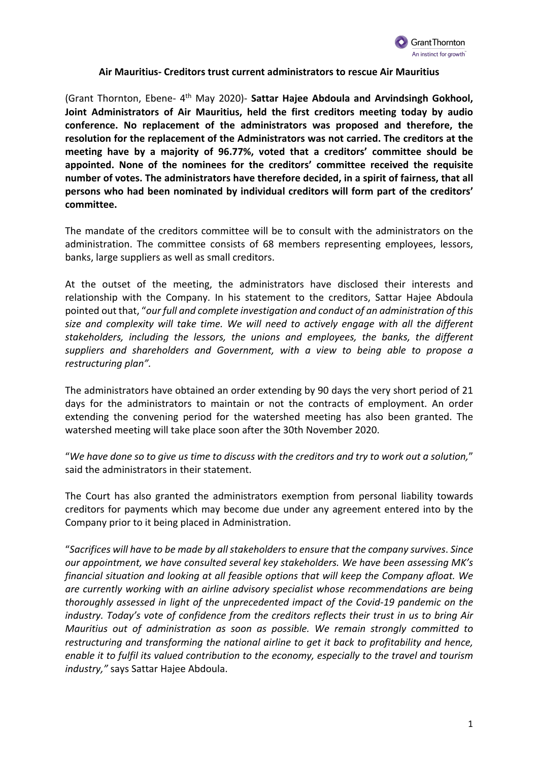**Air Mauritius- Creditors trust current administrators to rescue Air Mauritius**

(Grant Thornton, Ebene- 4th May 2020)- **Sattar Hajee Abdoula and Arvindsingh Gokhool, Joint Administrators of Air Mauritius, held the first creditors meeting today by audio conference. No replacement of the administrators was proposed and therefore, the resolution for the replacement of the Administrators was not carried. The creditors at the meeting have by a majority of 96.77%, voted that a creditors' committee should be appointed. None of the nominees for the creditors' committee received the requisite number of votes. The administrators have therefore decided, in a spirit of fairness, that all persons who had been nominated by individual creditors will form part of the creditors' committee.**

The mandate of the creditors committee will be to consult with the administrators on the administration. The committee consists of 68 members representing employees, lessors, banks, large suppliers as well as small creditors.

At the outset of the meeting, the administrators have disclosed their interests and relationship with the Company. In his statement to the creditors, Sattar Hajee Abdoula pointed out that, "*our full and complete investigation and conduct of an administration of this size and complexity will take time. We will need to actively engage with all the different stakeholders, including the lessors, the unions and employees, the banks, the different suppliers and shareholders and Government, with a view to being able to propose a restructuring plan".*

The administrators have obtained an order extending by 90 days the very short period of 21 days for the administrators to maintain or not the contracts of employment. An order extending the convening period for the watershed meeting has also been granted. The watershed meeting will take place soon after the 30th November 2020.

"*We have done so to give us time to discuss with the creditors and try to work out a solution,*" said the administrators in their statement.

The Court has also granted the administrators exemption from personal liability towards creditors for payments which may become due under any agreement entered into by the Company prior to it being placed in Administration.

"*Sacrifices will have to be made by all stakeholders to ensure that the company survives. Since our appointment, we have consulted several key stakeholders. We have been assessing MK's financial situation and looking at all feasible options that will keep the Company afloat. We are currently working with an airline advisory specialist whose recommendations are being thoroughly assessed in light of the unprecedented impact of the Covid-19 pandemic on the industry. Today's vote of confidence from the creditors reflects their trust in us to bring Air Mauritius out of administration as soon as possible. We remain strongly committed to restructuring and transforming the national airline to get it back to profitability and hence, enable it to fulfil its valued contribution to the economy, especially to the travel and tourism industry,"* says Sattar Hajee Abdoula.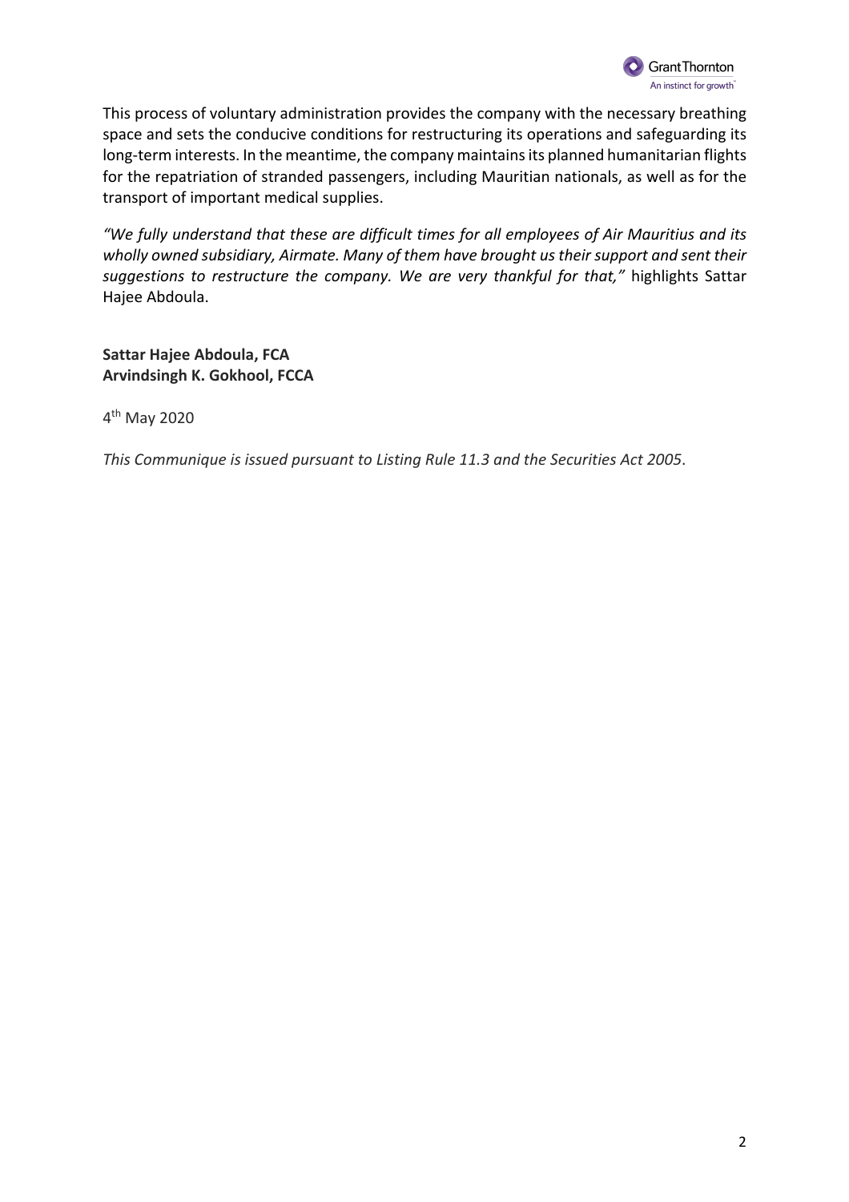This process of voluntary administration provides the company with the necessary breathing space and sets the conducive conditions for restructuring its operations and safeguarding its long-term interests. In the meantime, the company maintains its planned humanitarian flights for the repatriation of stranded passengers, including Mauritian nationals, as well as for the transport of important medical supplies.

*"We fully understand that these are difficult times for all employees of Air Mauritius and its wholly owned subsidiary, Airmate. Many of them have brought us their support and sent their suggestions to restructure the company. We are very thankful for that,"* highlights Sattar Hajee Abdoula.

**Sattar Hajee Abdoula, FCA**
**Arvindsingh K. Gokhool, FCCA**

4th May 2020

*This Communique is issued pursuant to Listing Rule 11.3 and the Securities Act 2005.*